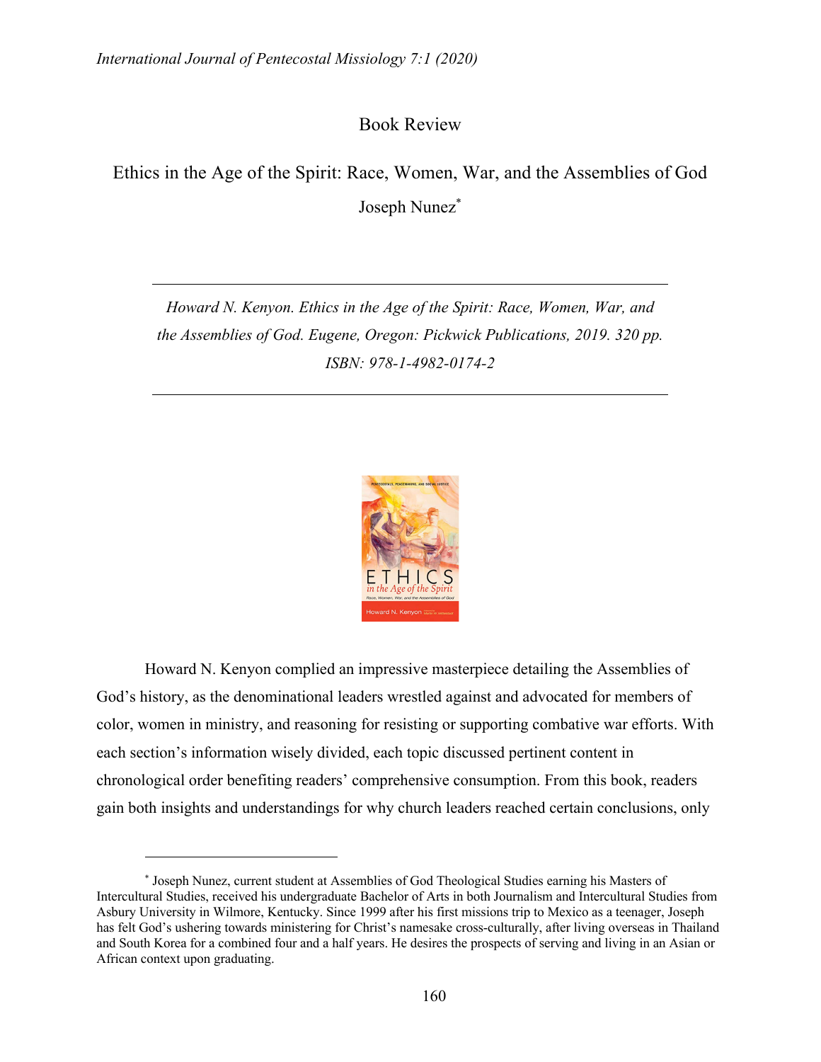# Book Review

## Ethics in the Age of the Spirit: Race, Women, War, and the Assemblies of God

Joseph Nunez*

---

*Howard N. Kenyon. Ethics in the Age of the Spirit: Race, Women, War, and the Assemblies of God. Eugene, Oregon: Pickwick Publications, 2019. 320 pp. ISBN: 978-1-4982-0174-2*

---

Howard N. Kenyon complied an impressive masterpiece detailing the Assemblies of God's history, as the denominational leaders wrestled against and advocated for members of color, women in ministry, and reasoning for resisting or supporting combative war efforts. With each section's information wisely divided, each topic discussed pertinent content in chronological order benefiting readers' comprehensive consumption. From this book, readers gain both insights and understandings for why church leaders reached certain conclusions, only

---

* Joseph Nunez, current student at Assemblies of God Theological Studies earning his Masters of Intercultural Studies, received his undergraduate Bachelor of Arts in both Journalism and Intercultural Studies from Asbury University in Wilmore, Kentucky. Since 1999 after his first missions trip to Mexico as a teenager, Joseph has felt God's ushering towards ministering for Christ's namesake cross-culturally, after living overseas in Thailand and South Korea for a combined four and a half years. He desires the prospects of serving and living in an Asian or African context upon graduating.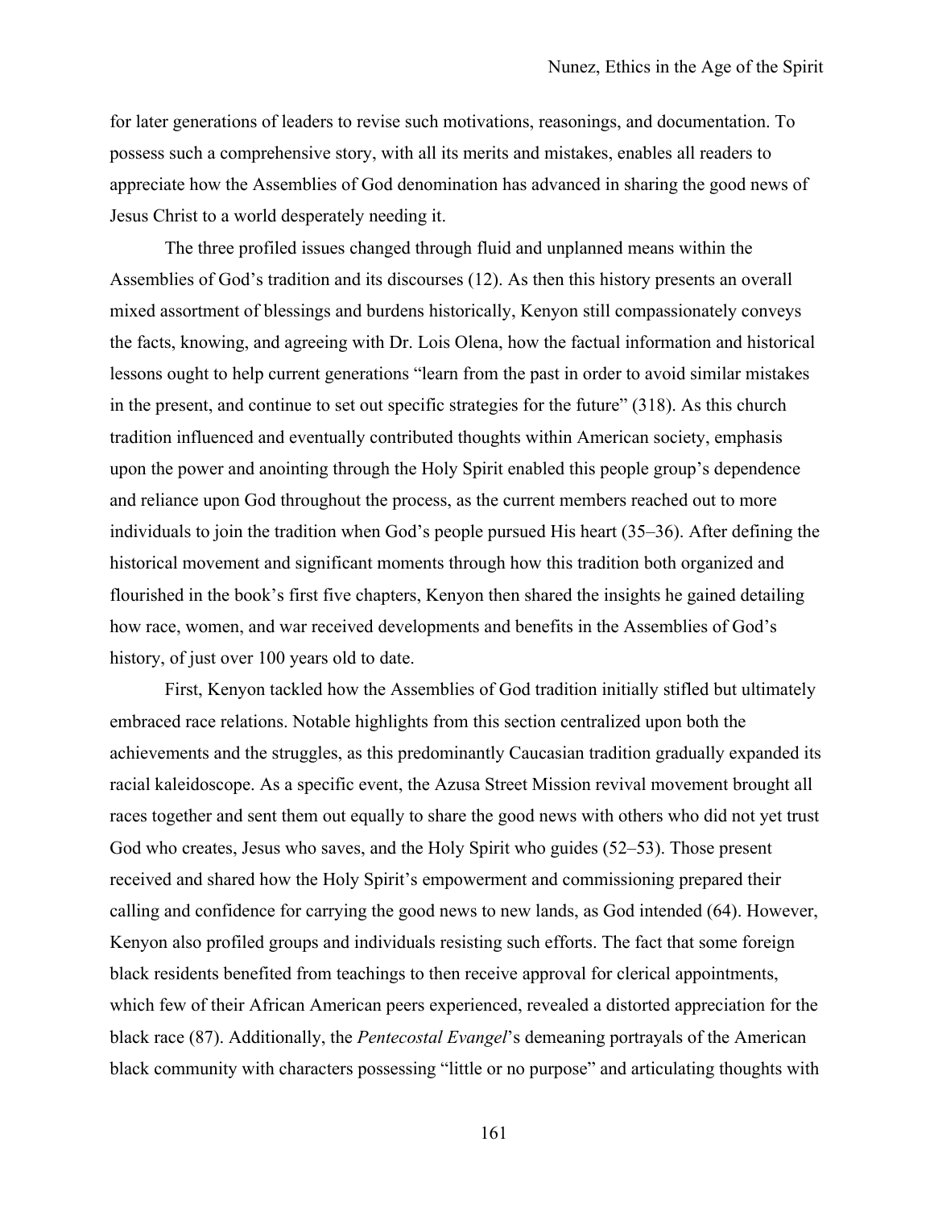for later generations of leaders to revise such motivations, reasonings, and documentation. To possess such a comprehensive story, with all its merits and mistakes, enables all readers to appreciate how the Assemblies of God denomination has advanced in sharing the good news of Jesus Christ to a world desperately needing it.

The three profiled issues changed through fluid and unplanned means within the Assemblies of God's tradition and its discourses (12). As then this history presents an overall mixed assortment of blessings and burdens historically, Kenyon still compassionately conveys the facts, knowing, and agreeing with Dr. Lois Olena, how the factual information and historical lessons ought to help current generations "learn from the past in order to avoid similar mistakes in the present, and continue to set out specific strategies for the future" (318). As this church tradition influenced and eventually contributed thoughts within American society, emphasis upon the power and anointing through the Holy Spirit enabled this people group's dependence and reliance upon God throughout the process, as the current members reached out to more individuals to join the tradition when God's people pursued His heart (35–36). After defining the historical movement and significant moments through how this tradition both organized and flourished in the book's first five chapters, Kenyon then shared the insights he gained detailing how race, women, and war received developments and benefits in the Assemblies of God's history, of just over 100 years old to date.

First, Kenyon tackled how the Assemblies of God tradition initially stifled but ultimately embraced race relations. Notable highlights from this section centralized upon both the achievements and the struggles, as this predominantly Caucasian tradition gradually expanded its racial kaleidoscope. As a specific event, the Azusa Street Mission revival movement brought all races together and sent them out equally to share the good news with others who did not yet trust God who creates, Jesus who saves, and the Holy Spirit who guides (52–53). Those present received and shared how the Holy Spirit's empowerment and commissioning prepared their calling and confidence for carrying the good news to new lands, as God intended (64). However, Kenyon also profiled groups and individuals resisting such efforts. The fact that some foreign black residents benefited from teachings to then receive approval for clerical appointments, which few of their African American peers experienced, revealed a distorted appreciation for the black race (87). Additionally, the *Pentecostal Evangel*'s demeaning portrayals of the American black community with characters possessing "little or no purpose" and articulating thoughts with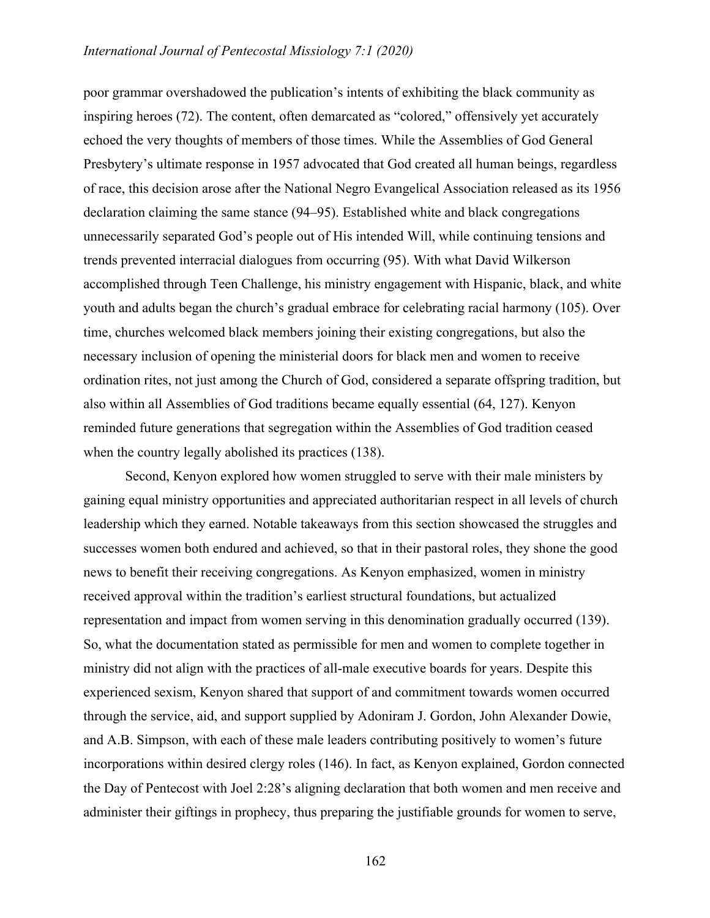poor grammar overshadowed the publication's intents of exhibiting the black community as inspiring heroes (72). The content, often demarcated as "colored," offensively yet accurately echoed the very thoughts of members of those times. While the Assemblies of God General Presbytery's ultimate response in 1957 advocated that God created all human beings, regardless of race, this decision arose after the National Negro Evangelical Association released as its 1956 declaration claiming the same stance (94–95). Established white and black congregations unnecessarily separated God's people out of His intended Will, while continuing tensions and trends prevented interracial dialogues from occurring (95). With what David Wilkerson accomplished through Teen Challenge, his ministry engagement with Hispanic, black, and white youth and adults began the church's gradual embrace for celebrating racial harmony (105). Over time, churches welcomed black members joining their existing congregations, but also the necessary inclusion of opening the ministerial doors for black men and women to receive ordination rites, not just among the Church of God, considered a separate offspring tradition, but also within all Assemblies of God traditions became equally essential (64, 127). Kenyon reminded future generations that segregation within the Assemblies of God tradition ceased when the country legally abolished its practices (138).

Second, Kenyon explored how women struggled to serve with their male ministers by gaining equal ministry opportunities and appreciated authoritarian respect in all levels of church leadership which they earned. Notable takeaways from this section showcased the struggles and successes women both endured and achieved, so that in their pastoral roles, they shone the good news to benefit their receiving congregations. As Kenyon emphasized, women in ministry received approval within the tradition's earliest structural foundations, but actualized representation and impact from women serving in this denomination gradually occurred (139). So, what the documentation stated as permissible for men and women to complete together in ministry did not align with the practices of all-male executive boards for years. Despite this experienced sexism, Kenyon shared that support of and commitment towards women occurred through the service, aid, and support supplied by Adoniram J. Gordon, John Alexander Dowie, and A.B. Simpson, with each of these male leaders contributing positively to women's future incorporations within desired clergy roles (146). In fact, as Kenyon explained, Gordon connected the Day of Pentecost with Joel 2:28's aligning declaration that both women and men receive and administer their giftings in prophecy, thus preparing the justifiable grounds for women to serve,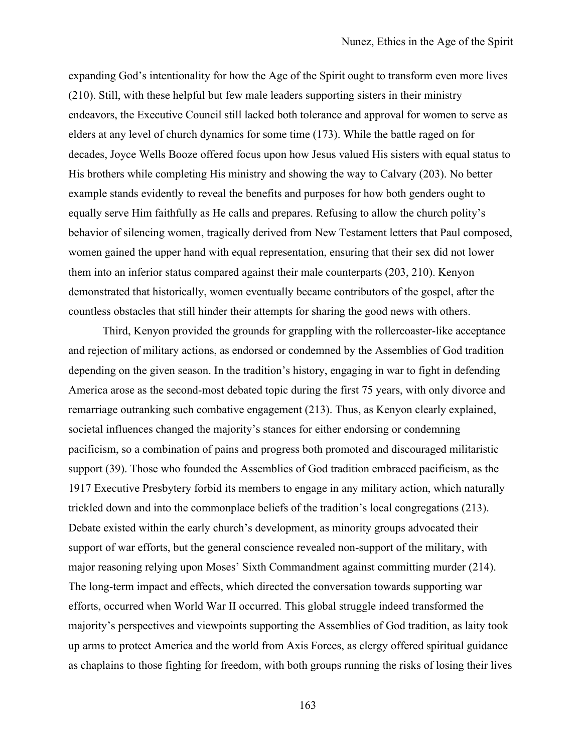expanding God's intentionality for how the Age of the Spirit ought to transform even more lives (210). Still, with these helpful but few male leaders supporting sisters in their ministry endeavors, the Executive Council still lacked both tolerance and approval for women to serve as elders at any level of church dynamics for some time (173). While the battle raged on for decades, Joyce Wells Booze offered focus upon how Jesus valued His sisters with equal status to His brothers while completing His ministry and showing the way to Calvary (203). No better example stands evidently to reveal the benefits and purposes for how both genders ought to equally serve Him faithfully as He calls and prepares. Refusing to allow the church polity's behavior of silencing women, tragically derived from New Testament letters that Paul composed, women gained the upper hand with equal representation, ensuring that their sex did not lower them into an inferior status compared against their male counterparts (203, 210). Kenyon demonstrated that historically, women eventually became contributors of the gospel, after the countless obstacles that still hinder their attempts for sharing the good news with others.

Third, Kenyon provided the grounds for grappling with the rollercoaster-like acceptance and rejection of military actions, as endorsed or condemned by the Assemblies of God tradition depending on the given season. In the tradition's history, engaging in war to fight in defending America arose as the second-most debated topic during the first 75 years, with only divorce and remarriage outranking such combative engagement (213). Thus, as Kenyon clearly explained, societal influences changed the majority's stances for either endorsing or condemning pacificism, so a combination of pains and progress both promoted and discouraged militaristic support (39). Those who founded the Assemblies of God tradition embraced pacificism, as the 1917 Executive Presbytery forbid its members to engage in any military action, which naturally trickled down and into the commonplace beliefs of the tradition's local congregations (213). Debate existed within the early church's development, as minority groups advocated their support of war efforts, but the general conscience revealed non-support of the military, with major reasoning relying upon Moses' Sixth Commandment against committing murder (214). The long-term impact and effects, which directed the conversation towards supporting war efforts, occurred when World War II occurred. This global struggle indeed transformed the majority's perspectives and viewpoints supporting the Assemblies of God tradition, as laity took up arms to protect America and the world from Axis Forces, as clergy offered spiritual guidance as chaplains to those fighting for freedom, with both groups running the risks of losing their lives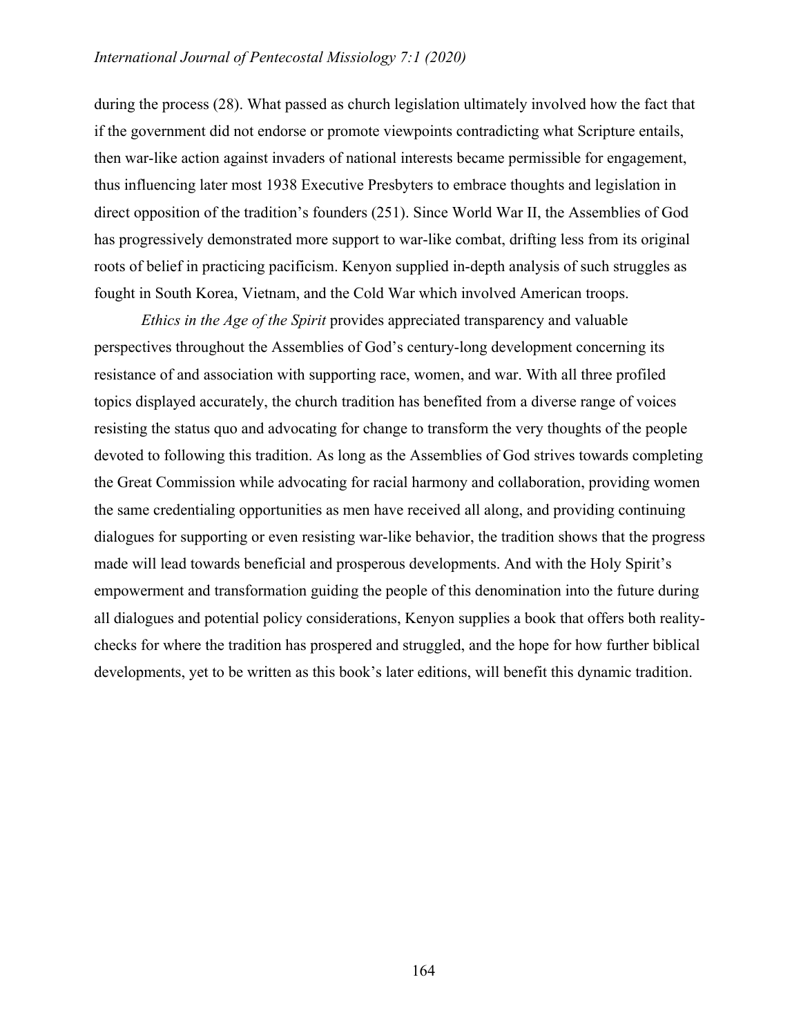during the process (28). What passed as church legislation ultimately involved how the fact that if the government did not endorse or promote viewpoints contradicting what Scripture entails, then war-like action against invaders of national interests became permissible for engagement, thus influencing later most 1938 Executive Presbyters to embrace thoughts and legislation in direct opposition of the tradition's founders (251). Since World War II, the Assemblies of God has progressively demonstrated more support to war-like combat, drifting less from its original roots of belief in practicing pacificism. Kenyon supplied in-depth analysis of such struggles as fought in South Korea, Vietnam, and the Cold War which involved American troops.

*Ethics in the Age of the Spirit* provides appreciated transparency and valuable perspectives throughout the Assemblies of God's century-long development concerning its resistance of and association with supporting race, women, and war. With all three profiled topics displayed accurately, the church tradition has benefited from a diverse range of voices resisting the status quo and advocating for change to transform the very thoughts of the people devoted to following this tradition. As long as the Assemblies of God strives towards completing the Great Commission while advocating for racial harmony and collaboration, providing women the same credentialing opportunities as men have received all along, and providing continuing dialogues for supporting or even resisting war-like behavior, the tradition shows that the progress made will lead towards beneficial and prosperous developments. And with the Holy Spirit's empowerment and transformation guiding the people of this denomination into the future during all dialogues and potential policy considerations, Kenyon supplies a book that offers both reality-checks for where the tradition has prospered and struggled, and the hope for how further biblical developments, yet to be written as this book's later editions, will benefit this dynamic tradition.